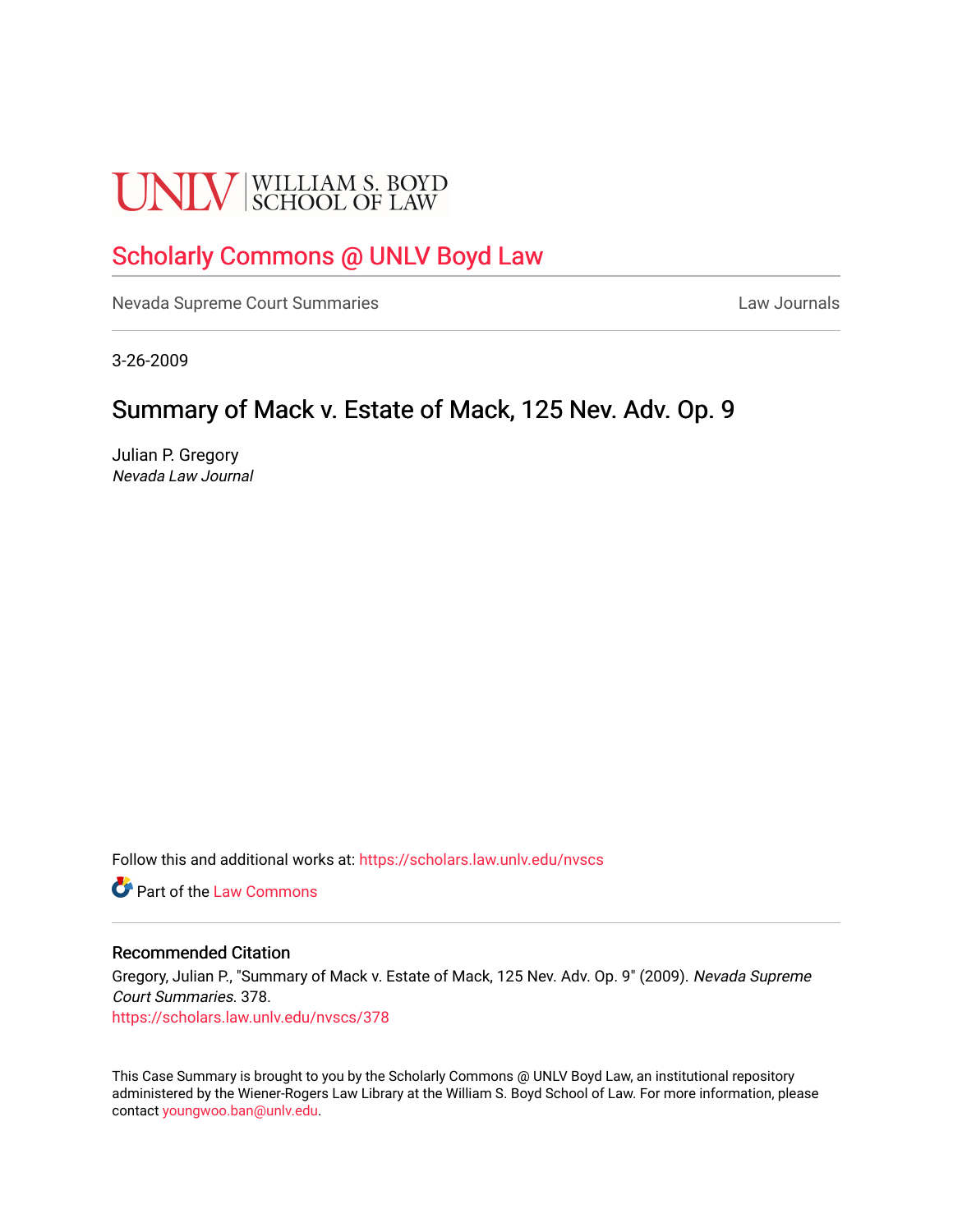UNLV | WILLIAM S. BOYD SCHOOL OF LAW

## Scholarly Commons @ UNLV Boyd Law

Nevada Supreme Court Summaries | Law Journals

3-26-2009

# Summary of Mack v. Estate of Mack, 125 Nev. Adv. Op. 9

Julian P. Gregory
*Nevada Law Journal*

Follow this and additional works at: https://scholars.law.unlv.edu/nvscs

Part of the Law Commons

### Recommended Citation

Gregory, Julian P., "Summary of Mack v. Estate of Mack, 125 Nev. Adv. Op. 9" (2009). *Nevada Supreme Court Summaries*. 378.
https://scholars.law.unlv.edu/nvscs/378

This Case Summary is brought to you by the Scholarly Commons @ UNLV Boyd Law, an institutional repository administered by the Wiener-Rogers Law Library at the William S. Boyd School of Law. For more information, please contact youngwoo.ban@unlv.edu.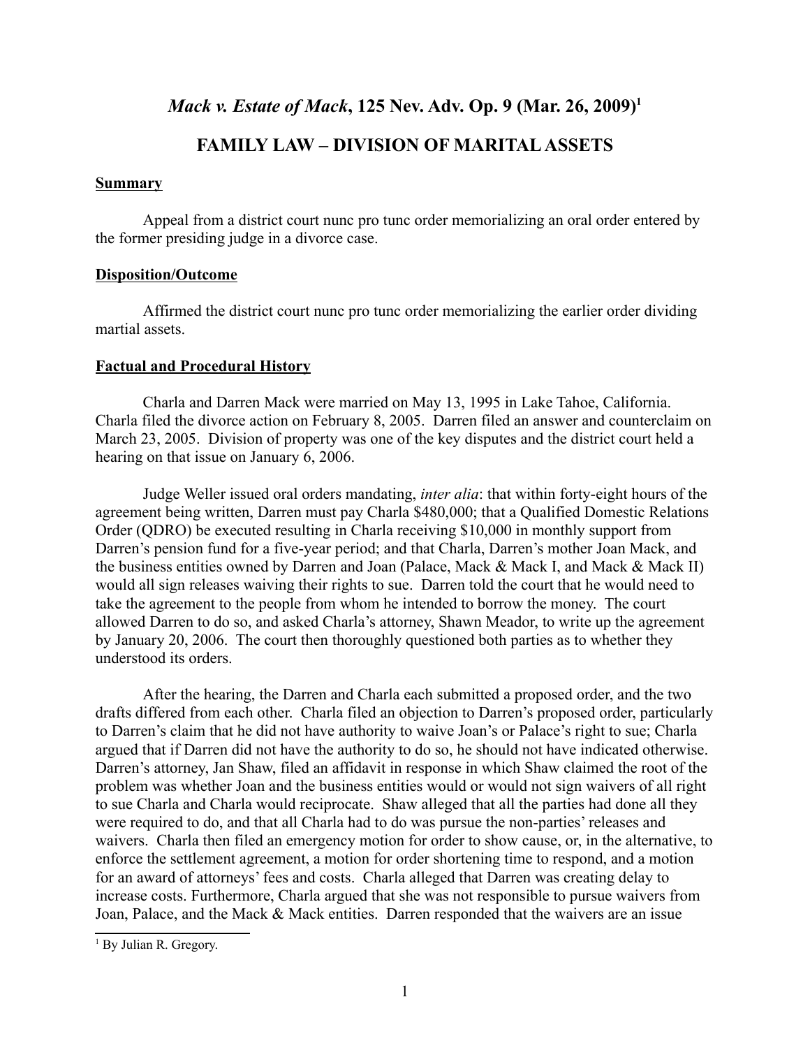# *Mack v. Estate of Mack*, 125 Nev. Adv. Op. 9 (Mar. 26, 2009)[1]

## FAMILY LAW – DIVISION OF MARITAL ASSETS

### Summary

Appeal from a district court nunc pro tunc order memorializing an oral order entered by the former presiding judge in a divorce case.

### Disposition/Outcome

Affirmed the district court nunc pro tunc order memorializing the earlier order dividing martial assets.

### Factual and Procedural History

Charla and Darren Mack were married on May 13, 1995 in Lake Tahoe, California. Charla filed the divorce action on February 8, 2005. Darren filed an answer and counterclaim on March 23, 2005. Division of property was one of the key disputes and the district court held a hearing on that issue on January 6, 2006.

Judge Weller issued oral orders mandating, *inter alia*: that within forty-eight hours of the agreement being written, Darren must pay Charla $480,000; that a Qualified Domestic Relations Order (QDRO) be executed resulting in Charla receiving $10,000 in monthly support from Darren's pension fund for a five-year period; and that Charla, Darren's mother Joan Mack, and the business entities owned by Darren and Joan (Palace, Mack & Mack I, and Mack & Mack II) would all sign releases waiving their rights to sue. Darren told the court that he would need to take the agreement to the people from whom he intended to borrow the money. The court allowed Darren to do so, and asked Charla's attorney, Shawn Meador, to write up the agreement by January 20, 2006. The court then thoroughly questioned both parties as to whether they understood its orders.

After the hearing, the Darren and Charla each submitted a proposed order, and the two drafts differed from each other. Charla filed an objection to Darren's proposed order, particularly to Darren's claim that he did not have authority to waive Joan's or Palace's right to sue; Charla argued that if Darren did not have the authority to do so, he should not have indicated otherwise. Darren's attorney, Jan Shaw, filed an affidavit in response in which Shaw claimed the root of the problem was whether Joan and the business entities would or would not sign waivers of all right to sue Charla and Charla would reciprocate. Shaw alleged that all the parties had done all they were required to do, and that all Charla had to do was pursue the non-parties' releases and waivers. Charla then filed an emergency motion for order to show cause, or, in the alternative, to enforce the settlement agreement, a motion for order shortening time to respond, and a motion for an award of attorneys' fees and costs. Charla alleged that Darren was creating delay to increase costs. Furthermore, Charla argued that she was not responsible to pursue waivers from Joan, Palace, and the Mack & Mack entities. Darren responded that the waivers are an issue

[1] By Julian R. Gregory.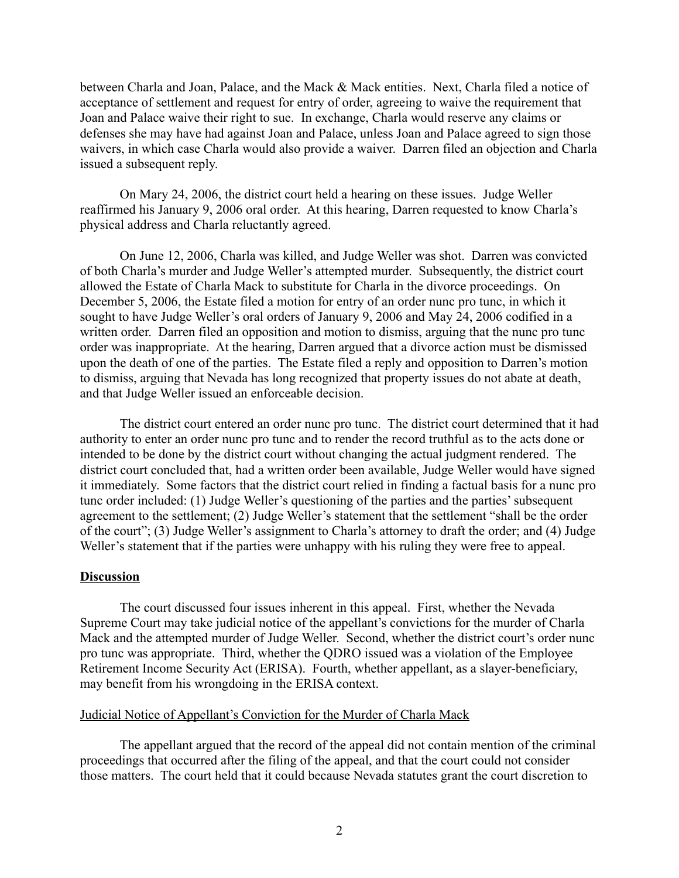between Charla and Joan, Palace, and the Mack & Mack entities. Next, Charla filed a notice of acceptance of settlement and request for entry of order, agreeing to waive the requirement that Joan and Palace waive their right to sue. In exchange, Charla would reserve any claims or defenses she may have had against Joan and Palace, unless Joan and Palace agreed to sign those waivers, in which case Charla would also provide a waiver. Darren filed an objection and Charla issued a subsequent reply.

On Mary 24, 2006, the district court held a hearing on these issues. Judge Weller reaffirmed his January 9, 2006 oral order. At this hearing, Darren requested to know Charla's physical address and Charla reluctantly agreed.

On June 12, 2006, Charla was killed, and Judge Weller was shot. Darren was convicted of both Charla's murder and Judge Weller's attempted murder. Subsequently, the district court allowed the Estate of Charla Mack to substitute for Charla in the divorce proceedings. On December 5, 2006, the Estate filed a motion for entry of an order nunc pro tunc, in which it sought to have Judge Weller's oral orders of January 9, 2006 and May 24, 2006 codified in a written order. Darren filed an opposition and motion to dismiss, arguing that the nunc pro tunc order was inappropriate. At the hearing, Darren argued that a divorce action must be dismissed upon the death of one of the parties. The Estate filed a reply and opposition to Darren's motion to dismiss, arguing that Nevada has long recognized that property issues do not abate at death, and that Judge Weller issued an enforceable decision.

The district court entered an order nunc pro tunc. The district court determined that it had authority to enter an order nunc pro tunc and to render the record truthful as to the acts done or intended to be done by the district court without changing the actual judgment rendered. The district court concluded that, had a written order been available, Judge Weller would have signed it immediately. Some factors that the district court relied in finding a factual basis for a nunc pro tunc order included: (1) Judge Weller's questioning of the parties and the parties' subsequent agreement to the settlement; (2) Judge Weller's statement that the settlement "shall be the order of the court"; (3) Judge Weller's assignment to Charla's attorney to draft the order; and (4) Judge Weller's statement that if the parties were unhappy with his ruling they were free to appeal.

## Discussion

The court discussed four issues inherent in this appeal. First, whether the Nevada Supreme Court may take judicial notice of the appellant's convictions for the murder of Charla Mack and the attempted murder of Judge Weller. Second, whether the district court's order nunc pro tunc was appropriate. Third, whether the QDRO issued was a violation of the Employee Retirement Income Security Act (ERISA). Fourth, whether appellant, as a slayer-beneficiary, may benefit from his wrongdoing in the ERISA context.

### Judicial Notice of Appellant's Conviction for the Murder of Charla Mack

The appellant argued that the record of the appeal did not contain mention of the criminal proceedings that occurred after the filing of the appeal, and that the court could not consider those matters. The court held that it could because Nevada statutes grant the court discretion to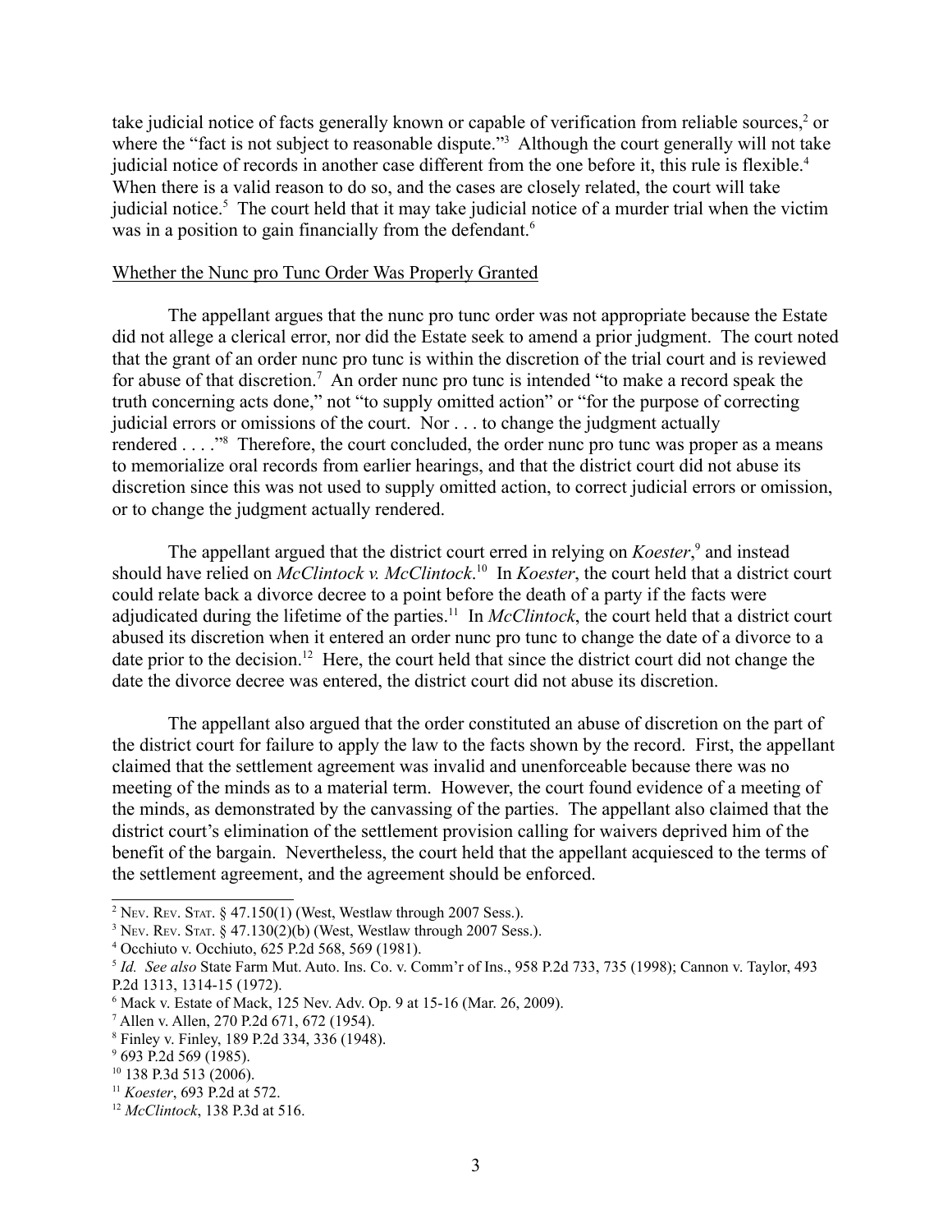take judicial notice of facts generally known or capable of verification from reliable sources,[2] or where the "fact is not subject to reasonable dispute."[3] Although the court generally will not take judicial notice of records in another case different from the one before it, this rule is flexible.[4] When there is a valid reason to do so, and the cases are closely related, the court will take judicial notice.[5] The court held that it may take judicial notice of a murder trial when the victim was in a position to gain financially from the defendant.[6]

Whether the Nunc pro Tunc Order Was Properly Granted

The appellant argues that the nunc pro tunc order was not appropriate because the Estate did not allege a clerical error, nor did the Estate seek to amend a prior judgment. The court noted that the grant of an order nunc pro tunc is within the discretion of the trial court and is reviewed for abuse of that discretion.[7] An order nunc pro tunc is intended "to make a record speak the truth concerning acts done," not "to supply omitted action" or "for the purpose of correcting judicial errors or omissions of the court. Nor . . . to change the judgment actually rendered . . . ."[8] Therefore, the court concluded, the order nunc pro tunc was proper as a means to memorialize oral records from earlier hearings, and that the district court did not abuse its discretion since this was not used to supply omitted action, to correct judicial errors or omission, or to change the judgment actually rendered.

The appellant argued that the district court erred in relying on *Koester*,[9] and instead should have relied on *McClintock v. McClintock*.[10] In *Koester*, the court held that a district court could relate back a divorce decree to a point before the death of a party if the facts were adjudicated during the lifetime of the parties.[11] In *McClintock*, the court held that a district court abused its discretion when it entered an order nunc pro tunc to change the date of a divorce to a date prior to the decision.[12] Here, the court held that since the district court did not change the date the divorce decree was entered, the district court did not abuse its discretion.

The appellant also argued that the order constituted an abuse of discretion on the part of the district court for failure to apply the law to the facts shown by the record. First, the appellant claimed that the settlement agreement was invalid and unenforceable because there was no meeting of the minds as to a material term. However, the court found evidence of a meeting of the minds, as demonstrated by the canvassing of the parties. The appellant also claimed that the district court's elimination of the settlement provision calling for waivers deprived him of the benefit of the bargain. Nevertheless, the court held that the appellant acquiesced to the terms of the settlement agreement, and the agreement should be enforced.

---

[2] Nev. Rev. Stat. § 47.150(1) (West, Westlaw through 2007 Sess.).

[3] Nev. Rev. Stat. § 47.130(2)(b) (West, Westlaw through 2007 Sess.).

[4] Occhiuto v. Occhiuto, 625 P.2d 568, 569 (1981).

[5] *Id. See also* State Farm Mut. Auto. Ins. Co. v. Comm'r of Ins., 958 P.2d 733, 735 (1998); Cannon v. Taylor, 493 P.2d 1313, 1314-15 (1972).

[6] Mack v. Estate of Mack, 125 Nev. Adv. Op. 9 at 15-16 (Mar. 26, 2009).

[7] Allen v. Allen, 270 P.2d 671, 672 (1954).

[8] Finley v. Finley, 189 P.2d 334, 336 (1948).

[9] 693 P.2d 569 (1985).

[10] 138 P.3d 513 (2006).

[11] *Koester*, 693 P.2d at 572.

[12] *McClintock*, 138 P.3d at 516.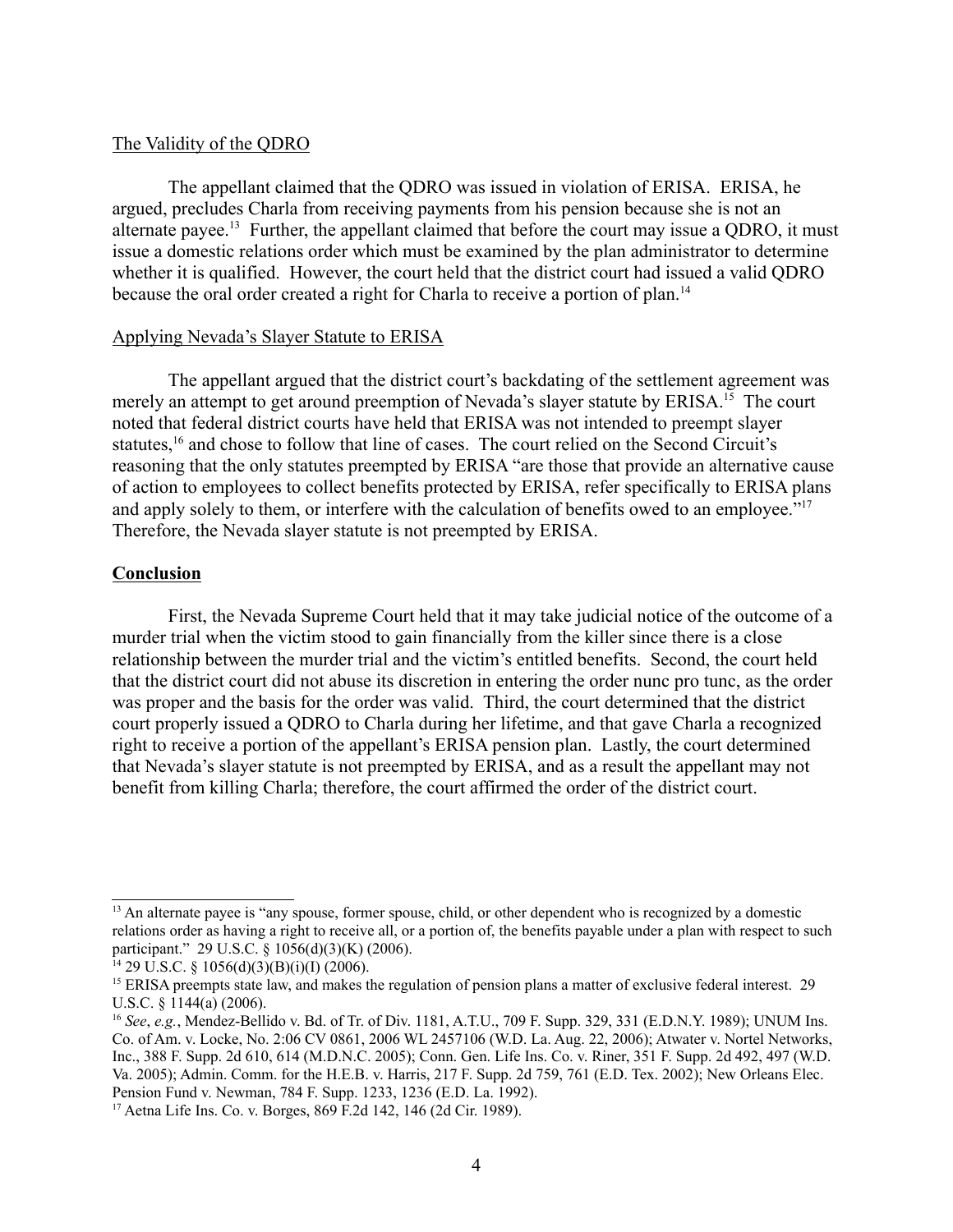The Validity of the QDRO

The appellant claimed that the QDRO was issued in violation of ERISA. ERISA, he argued, precludes Charla from receiving payments from his pension because she is not an alternate payee.[13] Further, the appellant claimed that before the court may issue a QDRO, it must issue a domestic relations order which must be examined by the plan administrator to determine whether it is qualified. However, the court held that the district court had issued a valid QDRO because the oral order created a right for Charla to receive a portion of plan.[14]

Applying Nevada's Slayer Statute to ERISA

The appellant argued that the district court's backdating of the settlement agreement was merely an attempt to get around preemption of Nevada's slayer statute by ERISA.[15] The court noted that federal district courts have held that ERISA was not intended to preempt slayer statutes,[16] and chose to follow that line of cases. The court relied on the Second Circuit's reasoning that the only statutes preempted by ERISA "are those that provide an alternative cause of action to employees to collect benefits protected by ERISA, refer specifically to ERISA plans and apply solely to them, or interfere with the calculation of benefits owed to an employee."[17] Therefore, the Nevada slayer statute is not preempted by ERISA.

**Conclusion**

First, the Nevada Supreme Court held that it may take judicial notice of the outcome of a murder trial when the victim stood to gain financially from the killer since there is a close relationship between the murder trial and the victim's entitled benefits. Second, the court held that the district court did not abuse its discretion in entering the order nunc pro tunc, as the order was proper and the basis for the order was valid. Third, the court determined that the district court properly issued a QDRO to Charla during her lifetime, and that gave Charla a recognized right to receive a portion of the appellant's ERISA pension plan. Lastly, the court determined that Nevada's slayer statute is not preempted by ERISA, and as a result the appellant may not benefit from killing Charla; therefore, the court affirmed the order of the district court.

---

[13] An alternate payee is "any spouse, former spouse, child, or other dependent who is recognized by a domestic relations order as having a right to receive all, or a portion of, the benefits payable under a plan with respect to such participant." 29 U.S.C. § 1056(d)(3)(K) (2006).

[14] 29 U.S.C. § 1056(d)(3)(B)(i)(I) (2006).

[15] ERISA preempts state law, and makes the regulation of pension plans a matter of exclusive federal interest. 29 U.S.C. § 1144(a) (2006).

[16] *See*, *e.g.*, Mendez-Bellido v. Bd. of Tr. of Div. 1181, A.T.U., 709 F. Supp. 329, 331 (E.D.N.Y. 1989); UNUM Ins. Co. of Am. v. Locke, No. 2:06 CV 0861, 2006 WL 2457106 (W.D. La. Aug. 22, 2006); Atwater v. Nortel Networks, Inc., 388 F. Supp. 2d 610, 614 (M.D.N.C. 2005); Conn. Gen. Life Ins. Co. v. Riner, 351 F. Supp. 2d 492, 497 (W.D. Va. 2005); Admin. Comm. for the H.E.B. v. Harris, 217 F. Supp. 2d 759, 761 (E.D. Tex. 2002); New Orleans Elec. Pension Fund v. Newman, 784 F. Supp. 1233, 1236 (E.D. La. 1992).

[17] Aetna Life Ins. Co. v. Borges, 869 F.2d 142, 146 (2d Cir. 1989).